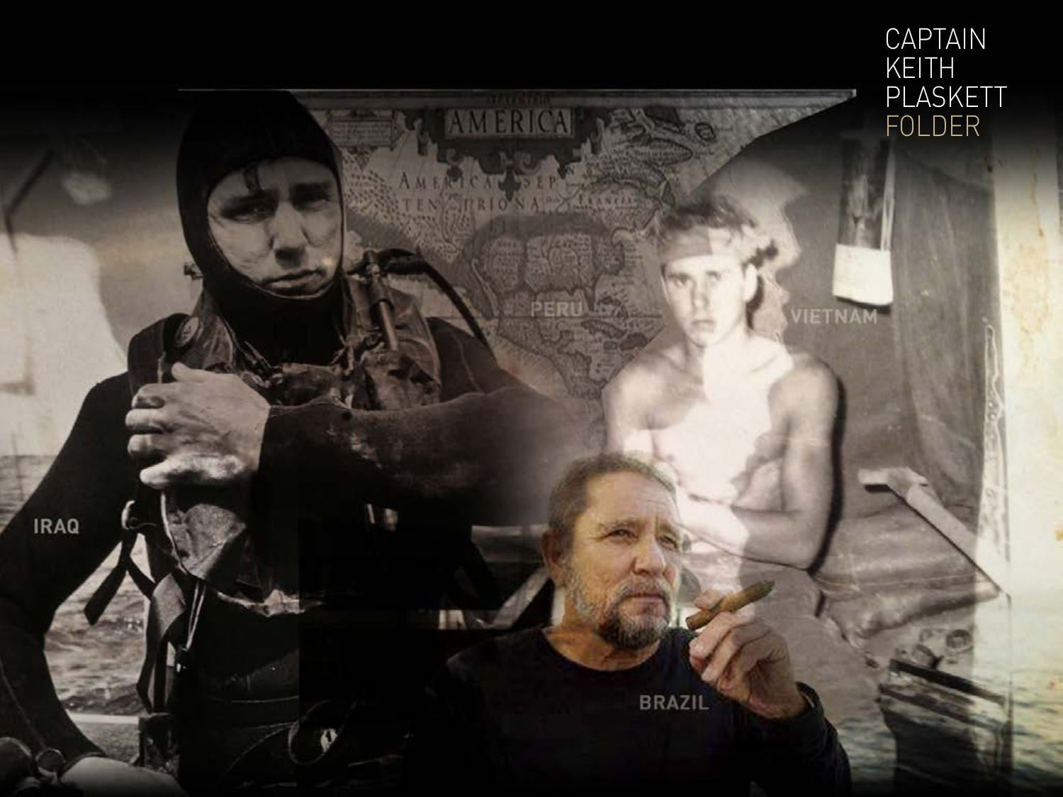# CAPTAIN KEITH PLASKETT FOLDER

IRAQ

PERU

VIETNAM

BRAZIL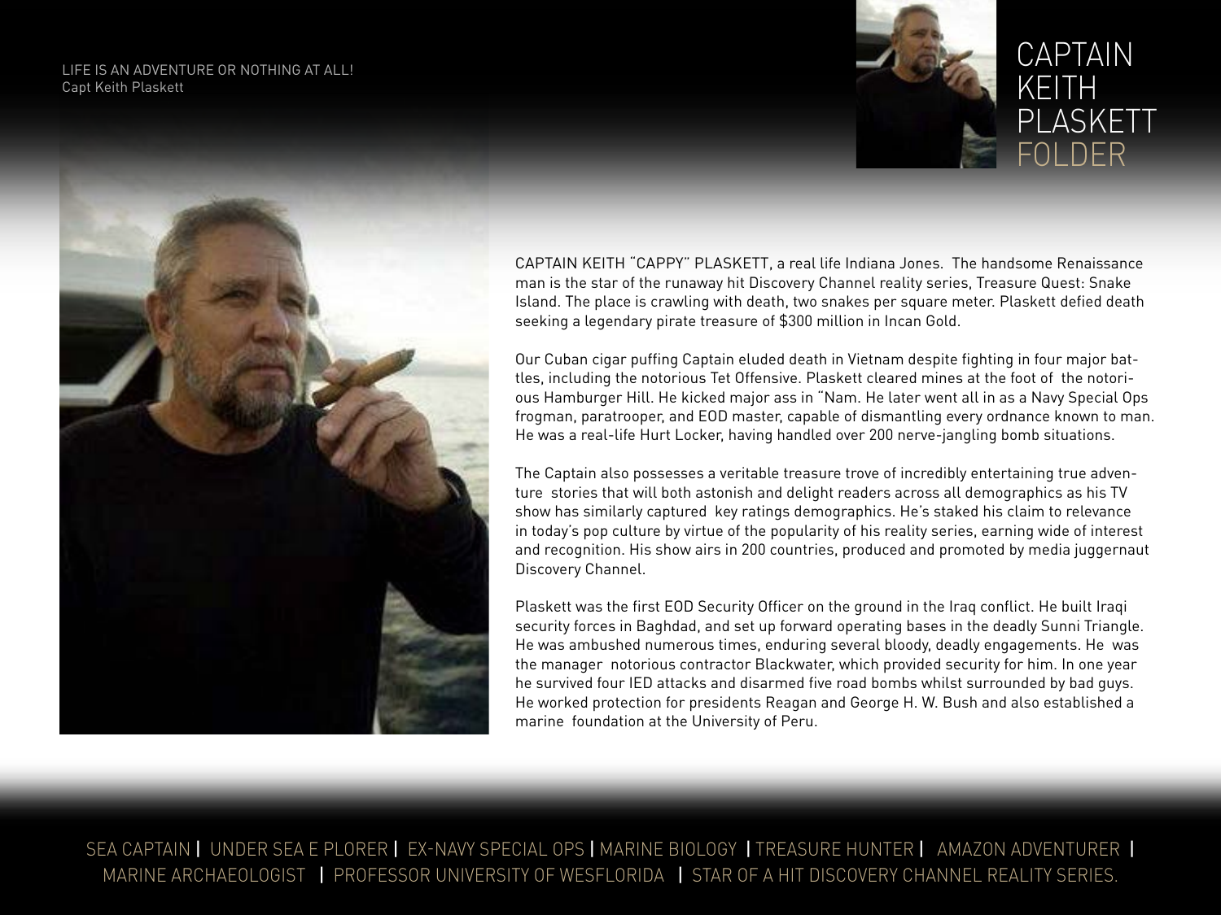LIFE IS AN ADVENTURE OR NOTHING AT ALL!
Capt Keith Plaskett

# CAPTAIN KEITH PLASKETT FOLDER

CAPTAIN KEITH "CAPPY" PLASKETT, a real life Indiana Jones. The handsome Renaissance man is the star of the runaway hit Discovery Channel reality series, Treasure Quest: Snake Island. The place is crawling with death, two snakes per square meter. Plaskett defied death seeking a legendary pirate treasure of $300 million in Incan Gold.

Our Cuban cigar puffing Captain eluded death in Vietnam despite fighting in four major battles, including the notorious Tet Offensive. Plaskett cleared mines at the foot of the notorious Hamburger Hill. He kicked major ass in "Nam. He later went all in as a Navy Special Ops frogman, paratrooper, and EOD master, capable of dismantling every ordnance known to man. He was a real-life Hurt Locker, having handled over 200 nerve-jangling bomb situations.

The Captain also possesses a veritable treasure trove of incredibly entertaining true adventure stories that will both astonish and delight readers across all demographics as his TV show has similarly captured key ratings demographics. He's staked his claim to relevance in today's pop culture by virtue of the popularity of his reality series, earning wide of interest and recognition. His show airs in 200 countries, produced and promoted by media juggernaut Discovery Channel.

Plaskett was the first EOD Security Officer on the ground in the Iraq conflict. He built Iraqi security forces in Baghdad, and set up forward operating bases in the deadly Sunni Triangle. He was ambushed numerous times, enduring several bloody, deadly engagements. He was the manager notorious contractor Blackwater, which provided security for him. In one year he survived four IED attacks and disarmed five road bombs whilst surrounded by bad guys. He worked protection for presidents Reagan and George H. W. Bush and also established a marine foundation at the University of Peru.

SEA CAPTAIN | UNDER SEA E PLORER | EX-NAVY SPECIAL OPS | MARINE BIOLOGY | TREASURE HUNTER | AMAZON ADVENTURER | MARINE ARCHAEOLOGIST | PROFESSOR UNIVERSITY OF WESFLORIDA | STAR OF A HIT DISCOVERY CHANNEL REALITY SERIES.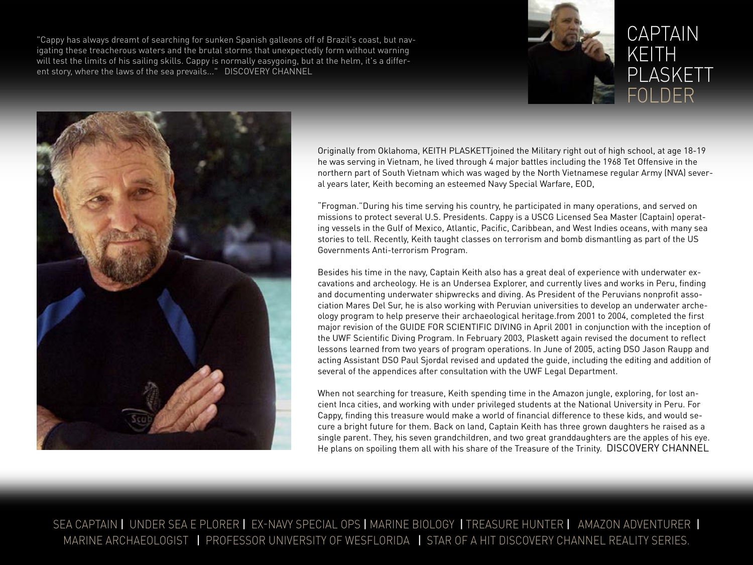"Cappy has always dreamt of searching for sunken Spanish galleons off of Brazil's coast, but navigating these treacherous waters and the brutal storms that unexpectedly form without warning will test the limits of his sailing skills. Cappy is normally easygoing, but at the helm, it's a different story, where the laws of the sea prevails..." DISCOVERY CHANNEL

# CAPTAIN KEITH PLASKETT FOLDER

Originally from Oklahoma, KEITH PLASKETTjoined the Military right out of high school, at age 18-19 he was serving in Vietnam, he lived through 4 major battles including the 1968 Tet Offensive in the northern part of South Vietnam which was waged by the North Vietnamese regular Army (NVA) several years later, Keith becoming an esteemed Navy Special Warfare, EOD,

"Frogman."During his time serving his country, he participated in many operations, and served on missions to protect several U.S. Presidents. Cappy is a USCG Licensed Sea Master (Captain) operating vessels in the Gulf of Mexico, Atlantic, Pacific, Caribbean, and West Indies oceans, with many sea stories to tell. Recently, Keith taught classes on terrorism and bomb dismantling as part of the US Governments Anti-terrorism Program.

Besides his time in the navy, Captain Keith also has a great deal of experience with underwater excavations and archeology. He is an Undersea Explorer, and currently lives and works in Peru, finding and documenting underwater shipwrecks and diving. As President of the Peruvians nonprofit association Mares Del Sur, he is also working with Peruvian universities to develop an underwater archeology program to help preserve their archaeological heritage.from 2001 to 2004, completed the first major revision of the GUIDE FOR SCIENTIFIC DIVING in April 2001 in conjunction with the inception of the UWF Scientific Diving Program. In February 2003, Plaskett again revised the document to reflect lessons learned from two years of program operations. In June of 2005, acting DSO Jason Raupp and acting Assistant DSO Paul Sjordal revised and updated the guide, including the editing and addition of several of the appendices after consultation with the UWF Legal Department.

When not searching for treasure, Keith spending time in the Amazon jungle, exploring, for lost ancient Inca cities, and working with under privileged students at the National University in Peru. For Cappy, finding this treasure would make a world of financial difference to these kids, and would secure a bright future for them. Back on land, Captain Keith has three grown daughters he raised as a single parent. They, his seven grandchildren, and two great granddaughters are the apples of his eye. He plans on spoiling them all with his share of the Treasure of the Trinity. DISCOVERY CHANNEL

SEA CAPTAIN | UNDER SEA E PLORER | EX-NAVY SPECIAL OPS | MARINE BIOLOGY | TREASURE HUNTER | AMAZON ADVENTURER | MARINE ARCHAEOLOGIST | PROFESSOR UNIVERSITY OF WESFLORIDA | STAR OF A HIT DISCOVERY CHANNEL REALITY SERIES.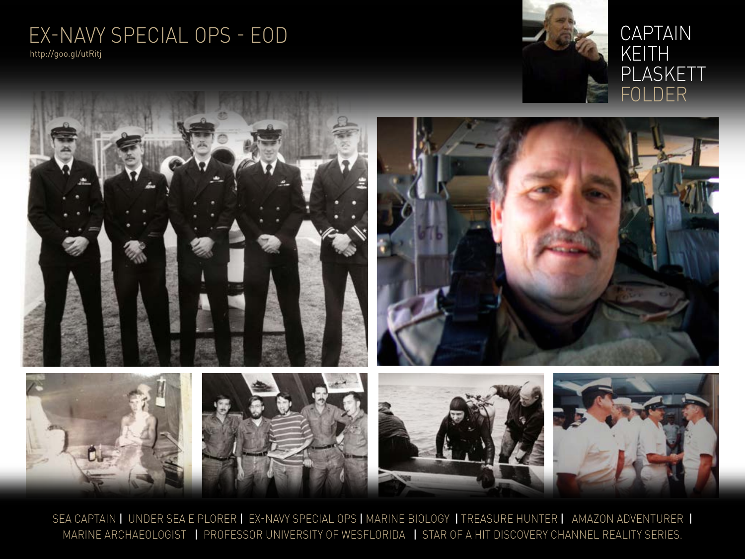# EX-NAVY SPECIAL OPS - EOD

http://goo.gl/utRitj

CAPTAIN KEITH PLASKETT FOLDER

SEA CAPTAIN | UNDER SEA E PLORER | EX-NAVY SPECIAL OPS | MARINE BIOLOGY | TREASURE HUNTER | AMAZON ADVENTURER | MARINE ARCHAEOLOGIST | PROFESSOR UNIVERSITY OF WESFLORIDA | STAR OF A HIT DISCOVERY CHANNEL REALITY SERIES.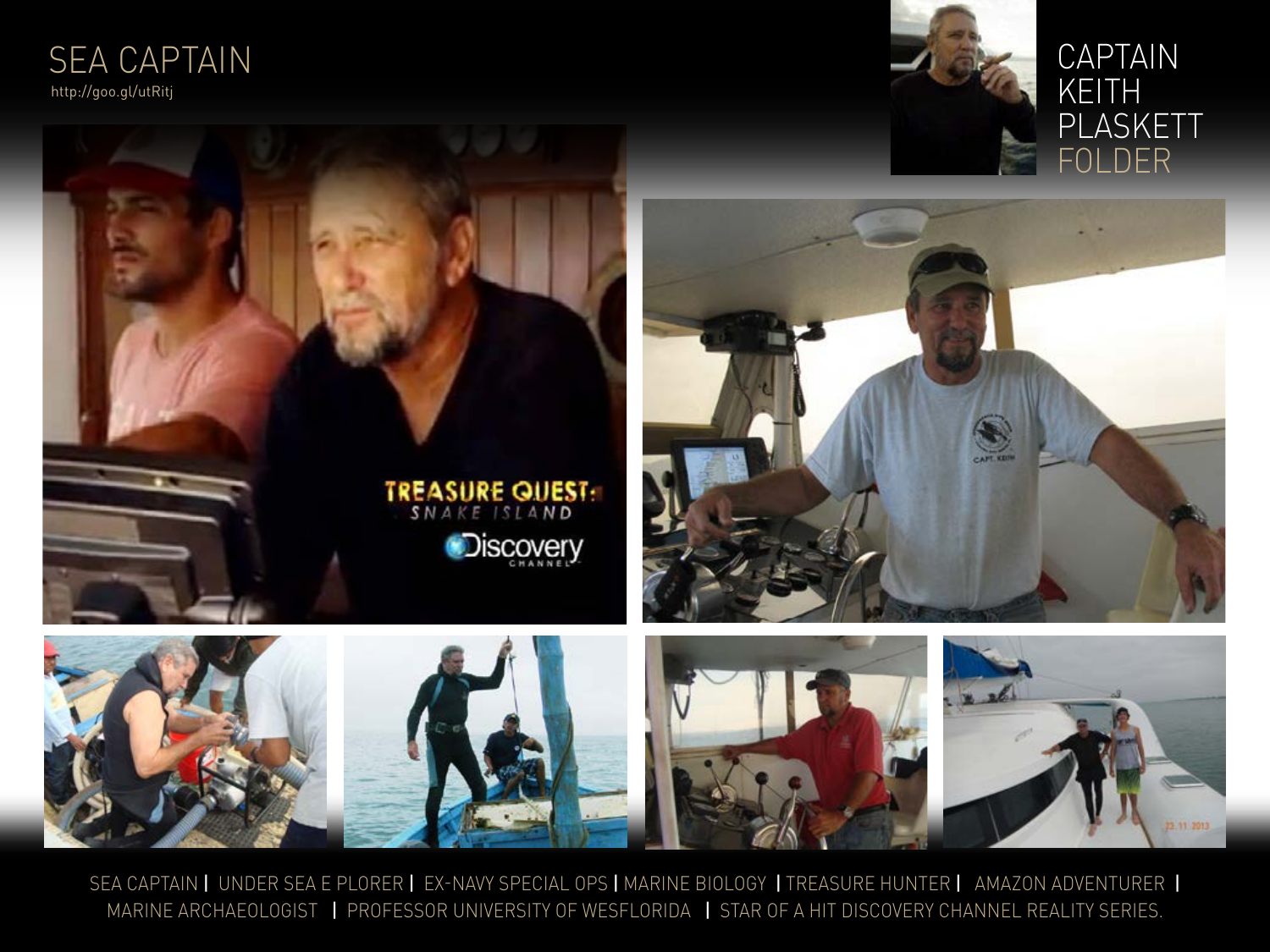# SEA CAPTAIN

http://goo.gl/utRitj

## CAPTAIN KEITH PLASKETT FOLDER

SEA CAPTAIN | UNDER SEA E PLORER | EX-NAVY SPECIAL OPS | MARINE BIOLOGY | TREASURE HUNTER | AMAZON ADVENTURER | MARINE ARCHAEOLOGIST | PROFESSOR UNIVERSITY OF WESFLORIDA | STAR OF A HIT DISCOVERY CHANNEL REALITY SERIES.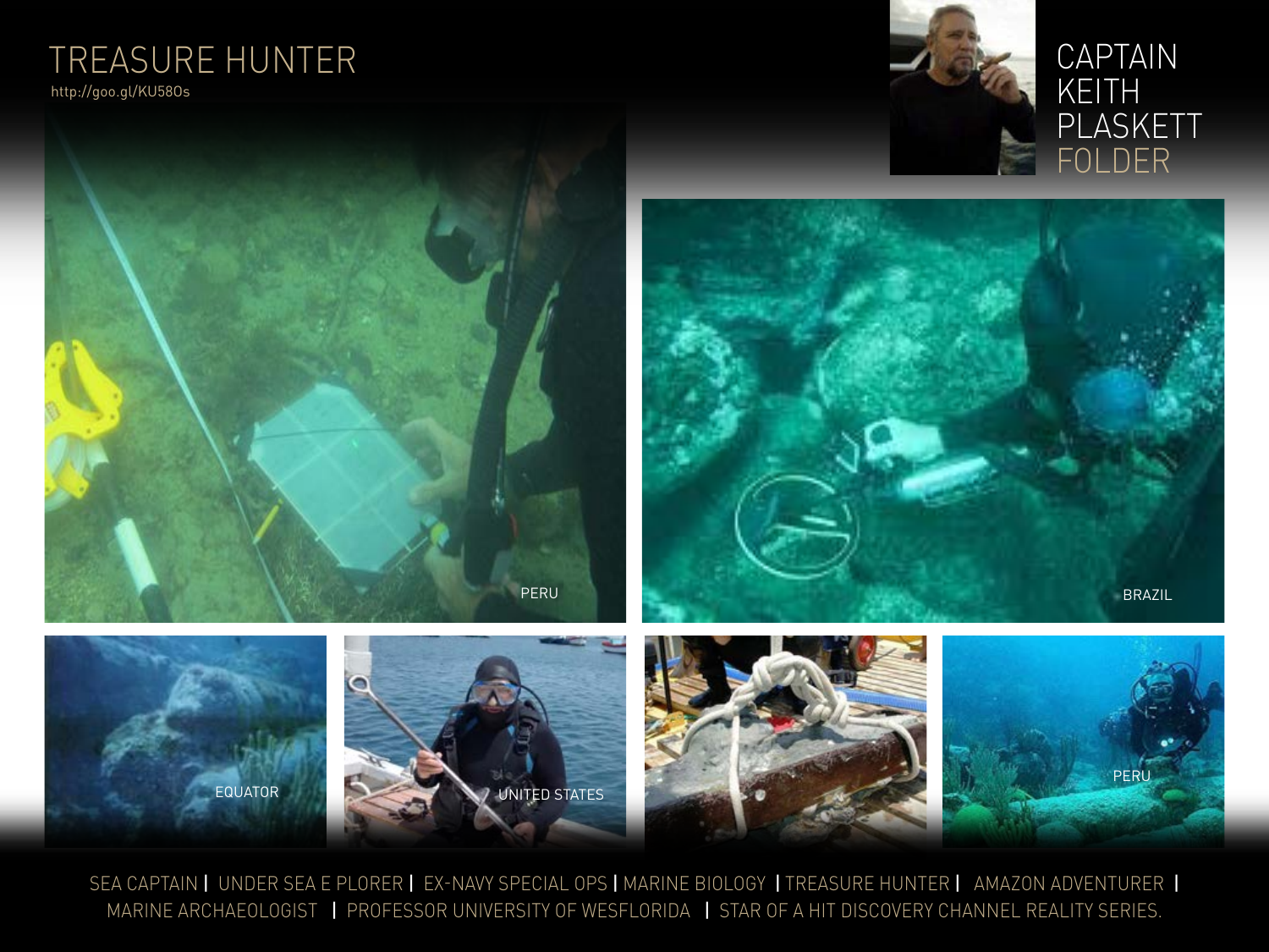# TREASURE HUNTER

http://goo.gl/KU58Os

# CAPTAIN KEITH PLASKETT FOLDER

PERU

BRAZIL

EQUATOR

UNITED STATES

PERU

SEA CAPTAIN | UNDER SEA E PLORER | EX-NAVY SPECIAL OPS | MARINE BIOLOGY | TREASURE HUNTER | AMAZON ADVENTURER | MARINE ARCHAEOLOGIST | PROFESSOR UNIVERSITY OF WESFLORIDA | STAR OF A HIT DISCOVERY CHANNEL REALITY SERIES.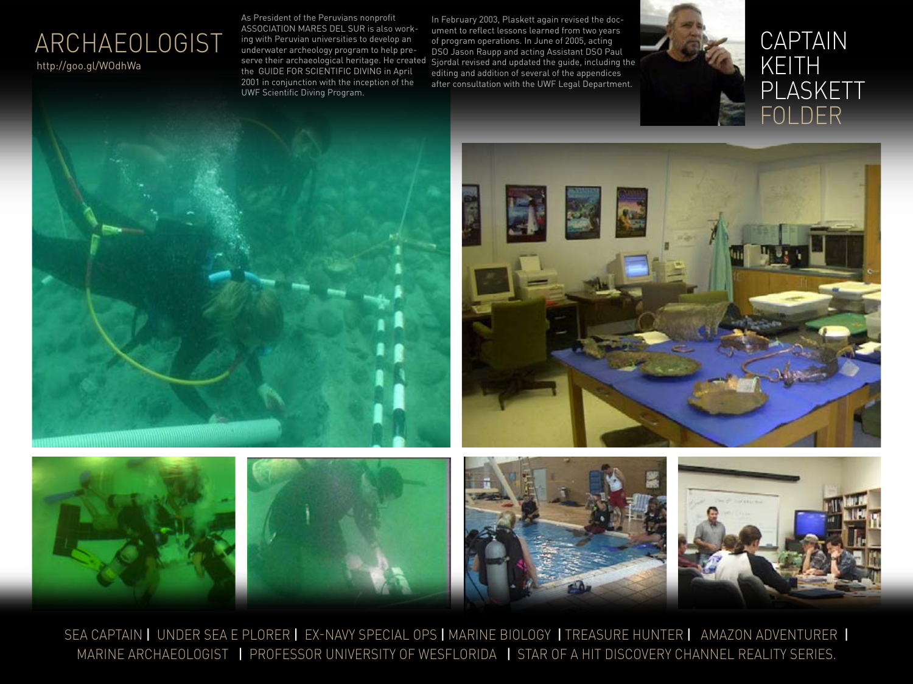# ARCHAEOLOGIST

http://goo.gl/WOdhWa

As President of the Peruvians nonprofit ASSOCIATION MARES DEL SUR is also working with Peruvian universities to develop an underwater archeology program to help preserve their archaeological heritage. He created the GUIDE FOR SCIENTIFIC DIVING in April 2001 in conjunction with the inception of the UWF Scientific Diving Program.

In February 2003, Plaskett again revised the document to reflect lessons learned from two years of program operations. In June of 2005, acting DSO Jason Raupp and acting Assistant DSO Paul Sjordal revised and updated the guide, including the editing and addition of several of the appendices after consultation with the UWF Legal Department.

# CAPTAIN KEITH PLASKETT FOLDER

SEA CAPTAIN | UNDER SEA E PLORER | EX-NAVY SPECIAL OPS | MARINE BIOLOGY | TREASURE HUNTER | AMAZON ADVENTURER | MARINE ARCHAEOLOGIST | PROFESSOR UNIVERSITY OF WESFLORIDA | STAR OF A HIT DISCOVERY CHANNEL REALITY SERIES.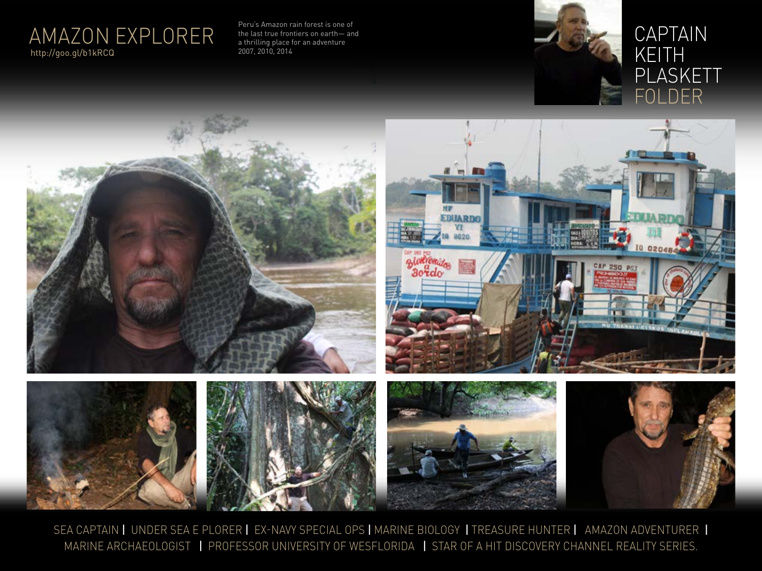# AMAZON EXPLORER

http://goo.gl/b1kRCQ

Peru's Amazon rain forest is one of the last true frontiers on earth— and a thrilling place for an adventure 2007, 2010, 2014

# CAPTAIN KEITH PLASKETT FOLDER

SEA CAPTAIN | UNDER SEA E PLORER | EX-NAVY SPECIAL OPS | MARINE BIOLOGY | TREASURE HUNTER | AMAZON ADVENTURER | MARINE ARCHAEOLOGIST | PROFESSOR UNIVERSITY OF WESFLORIDA | STAR OF A HIT DISCOVERY CHANNEL REALITY SERIES.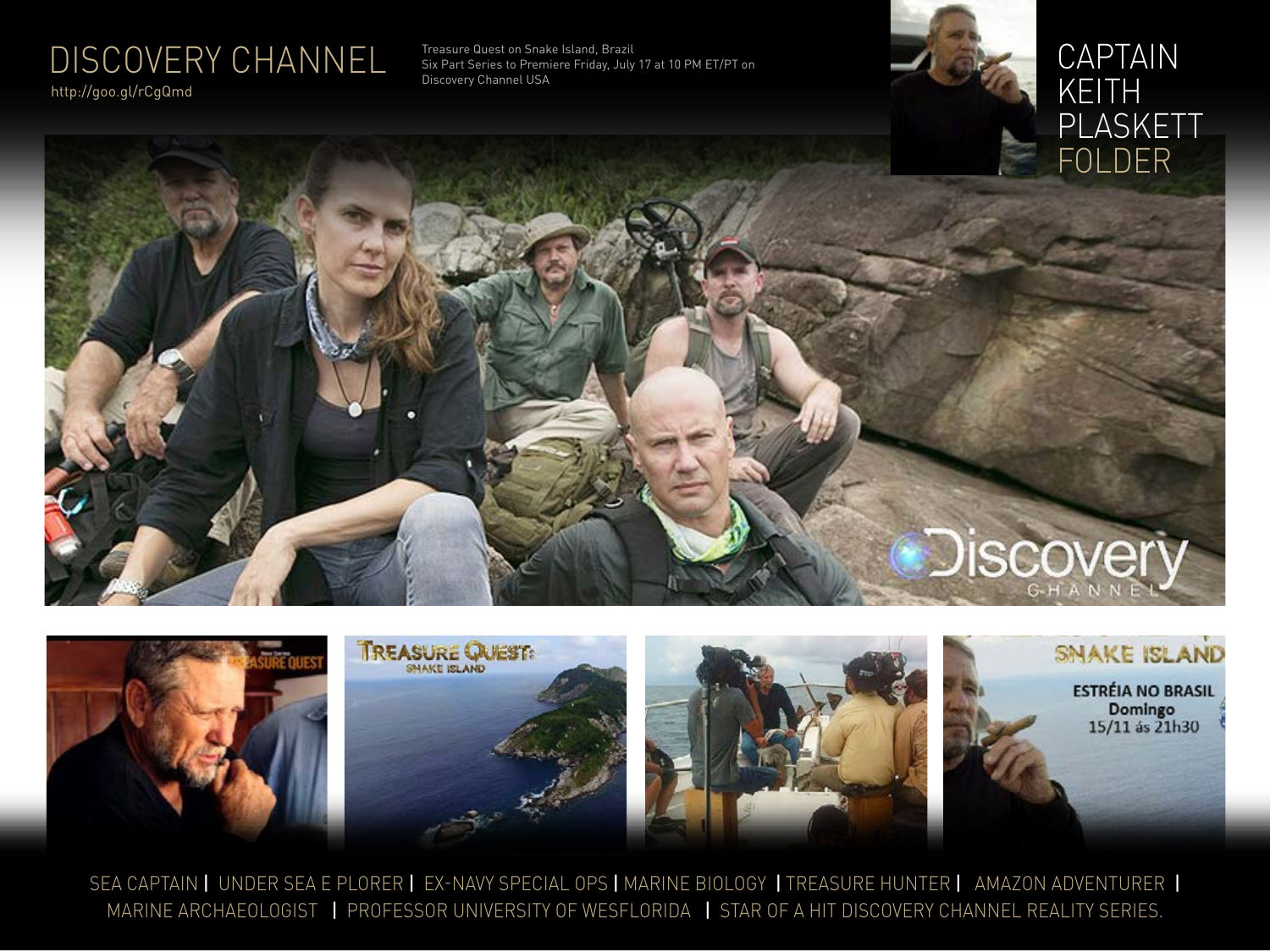# DISCOVERY CHANNEL

http://goo.gl/rCgQmd

Treasure Quest on Snake Island, Brazil
Six Part Series to Premiere Friday, July 17 at 10 PM ET/PT on
Discovery Channel USA

## CAPTAIN KEITH PLASKETT FOLDER

SEA CAPTAIN | UNDER SEA E PLORER | EX-NAVY SPECIAL OPS | MARINE BIOLOGY | TREASURE HUNTER | AMAZON ADVENTURER | MARINE ARCHAEOLOGIST | PROFESSOR UNIVERSITY OF WESFLORIDA | STAR OF A HIT DISCOVERY CHANNEL REALITY SERIES.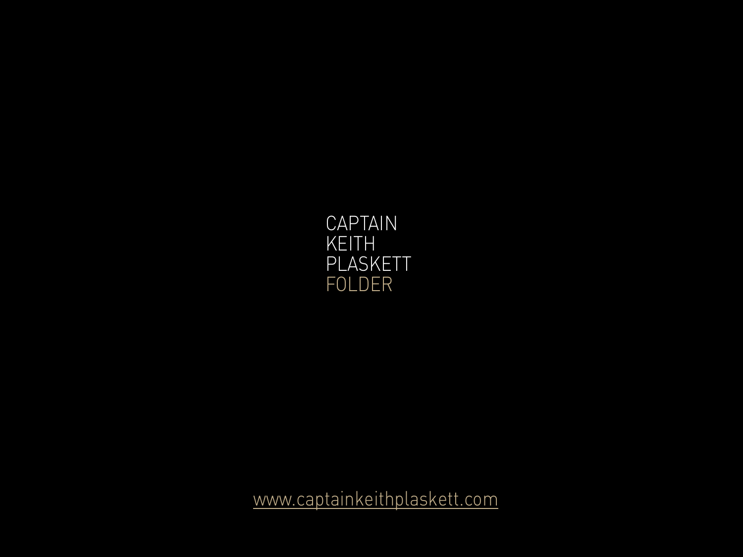CAPTAIN
KEITH
PLASKETT
FOLDER

www.captainkeithplaskett.com